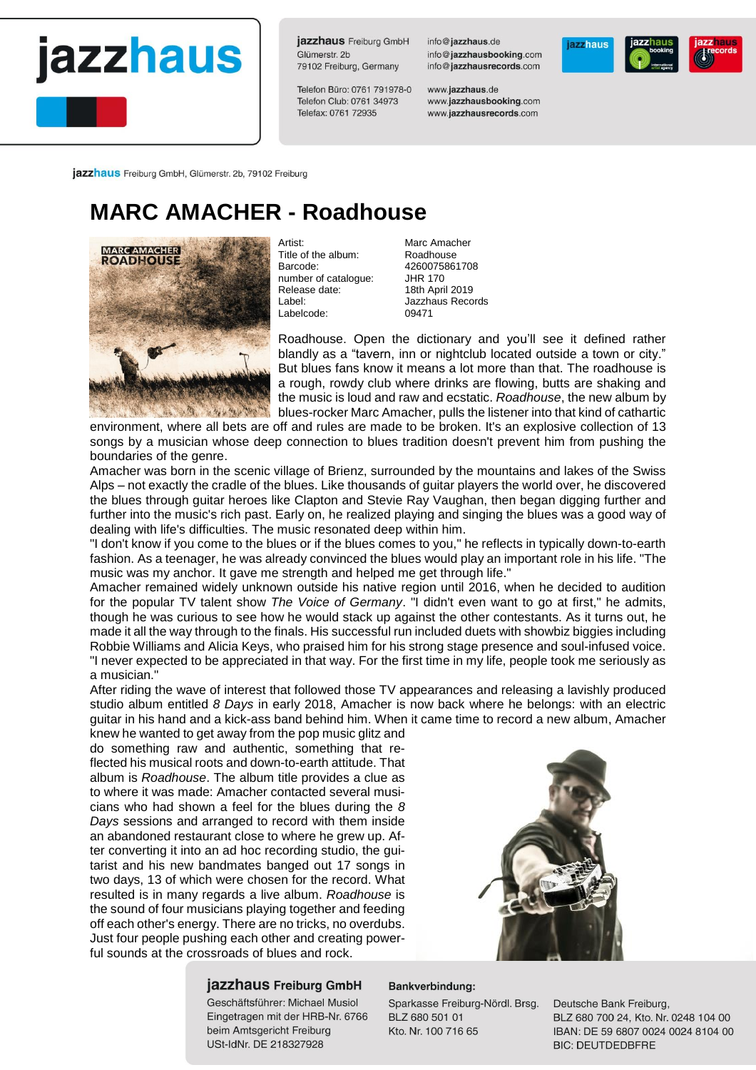**jazzhaus** Freiburg GmbH
Glümerstr. 2b
79102 Freiburg, Germany

Telefon Büro: 0761 791978-0
Telefon Club: 0761 34973
Telefax: 0761 72935

info@jazzhaus.de
info@jazzhausbooking.com
info@jazzhausrecords.com

www.jazzhaus.de
www.jazzhausbooking.com
www.jazzhausrecords.com

jazzhaus Freiburg GmbH, Glümerstr. 2b, 79102 Freiburg

# MARC AMACHER - Roadhouse

| | |
|---|---|
| Artist: | Marc Amacher |
| Title of the album: | Roadhouse |
| Barcode: | 4260075861708 |
| number of catalogue: | JHR 170 |
| Release date: | 18th April 2019 |
| Label: | Jazzhaus Records |
| Labelcode: | 09471 |

Roadhouse. Open the dictionary and you'll see it defined rather blandly as a "tavern, inn or nightclub located outside a town or city." But blues fans know it means a lot more than that. The roadhouse is a rough, rowdy club where drinks are flowing, butts are shaking and the music is loud and raw and ecstatic. *Roadhouse*, the new album by blues-rocker Marc Amacher, pulls the listener into that kind of cathartic environment, where all bets are off and rules are made to be broken. It's an explosive collection of 13 songs by a musician whose deep connection to blues tradition doesn't prevent him from pushing the boundaries of the genre.

Amacher was born in the scenic village of Brienz, surrounded by the mountains and lakes of the Swiss Alps – not exactly the cradle of the blues. Like thousands of guitar players the world over, he discovered the blues through guitar heroes like Clapton and Stevie Ray Vaughan, then began digging further and further into the music's rich past. Early on, he realized playing and singing the blues was a good way of dealing with life's difficulties. The music resonated deep within him.

"I don't know if you come to the blues or if the blues comes to you," he reflects in typically down-to-earth fashion. As a teenager, he was already convinced the blues would play an important role in his life. "The music was my anchor. It gave me strength and helped me get through life."

Amacher remained widely unknown outside his native region until 2016, when he decided to audition for the popular TV talent show *The Voice of Germany*. "I didn't even want to go at first," he admits, though he was curious to see how he would stack up against the other contestants. As it turns out, he made it all the way through to the finals. His successful run included duets with showbiz biggies including Robbie Williams and Alicia Keys, who praised him for his strong stage presence and soul-infused voice. "I never expected to be appreciated in that way. For the first time in my life, people took me seriously as a musician."

After riding the wave of interest that followed those TV appearances and releasing a lavishly produced studio album entitled *8 Days* in early 2018, Amacher is now back where he belongs: with an electric guitar in his hand and a kick-ass band behind him. When it came time to record a new album, Amacher knew he wanted to get away from the pop music glitz and do something raw and authentic, something that reflected his musical roots and down-to-earth attitude. That album is *Roadhouse*. The album title provides a clue as to where it was made: Amacher contacted several musicians who had shown a feel for the blues during the *8 Days* sessions and arranged to record with them inside an abandoned restaurant close to where he grew up. After converting it into an ad hoc recording studio, the guitarist and his new bandmates banged out 17 songs in two days, 13 of which were chosen for the record. What resulted is in many regards a live album. *Roadhouse* is the sound of four musicians playing together and feeding off each other's energy. There are no tricks, no overdubs. Just four people pushing each other and creating powerful sounds at the crossroads of blues and rock.

**jazzhaus Freiburg GmbH**
Geschäftsführer: Michael Musiol
Eingetragen mit der HRB-Nr. 6766
beim Amtsgericht Freiburg
USt-IdNr. DE 218327928

**Bankverbindung:**
Sparkasse Freiburg-Nördl. Brsg.
BLZ 680 501 01
Kto. Nr. 100 716 65

Deutsche Bank Freiburg,
BLZ 680 700 24, Kto. Nr. 0248 104 00
IBAN: DE 59 6807 0024 0024 8104 00
BIC: DEUTDEDBFRE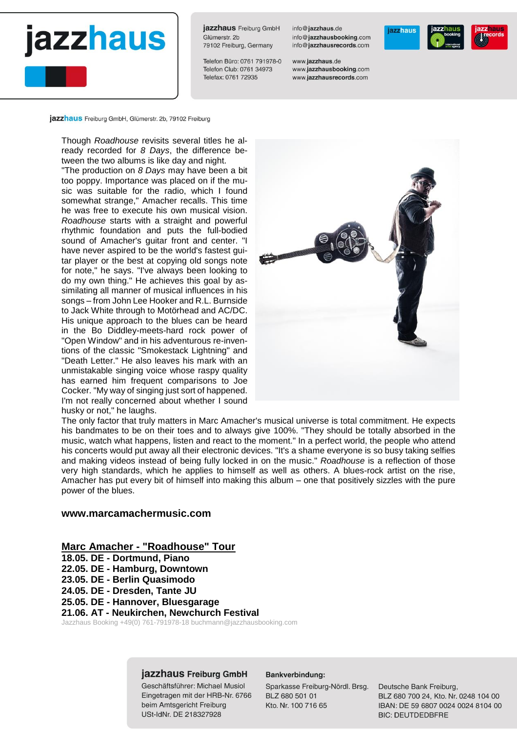Though *Roadhouse* revisits several titles he already recorded for *8 Days*, the difference between the two albums is like day and night.

"The production on *8 Days* may have been a bit too poppy. Importance was placed on if the music was suitable for the radio, which I found somewhat strange," Amacher recalls. This time he was free to execute his own musical vision. *Roadhouse* starts with a straight and powerful rhythmic foundation and puts the full-bodied sound of Amacher's guitar front and center. "I have never aspired to be the world's fastest guitar player or the best at copying old songs note for note," he says. "I've always been looking to do my own thing." He achieves this goal by assimilating all manner of musical influences in his songs – from John Lee Hooker and R.L. Burnside to Jack White through to Motörhead and AC/DC. His unique approach to the blues can be heard in the Bo Diddley-meets-hard rock power of "Open Window" and in his adventurous re-inventions of the classic "Smokestack Lightning" and "Death Letter." He also leaves his mark with an unmistakable singing voice whose raspy quality has earned him frequent comparisons to Joe Cocker. "My way of singing just sort of happened. I'm not really concerned about whether I sound husky or not," he laughs.

The only factor that truly matters in Marc Amacher's musical universe is total commitment. He expects his bandmates to be on their toes and to always give 100%. "They should be totally absorbed in the music, watch what happens, listen and react to the moment." In a perfect world, the people who attend his concerts would put away all their electronic devices. "It's a shame everyone is so busy taking selfies and making videos instead of being fully locked in on the music." *Roadhouse* is a reflection of those very high standards, which he applies to himself as well as others. A blues-rock artist on the rise, Amacher has put every bit of himself into making this album – one that positively sizzles with the pure power of the blues.

**www.marcamachermusic.com**

**Marc Amacher - "Roadhouse" Tour**

**18.05. DE - Dortmund, Piano**
**22.05. DE - Hamburg, Downtown**
**23.05. DE - Berlin Quasimodo**
**24.05. DE - Dresden, Tante JU**
**25.05. DE - Hannover, Bluesgarage**
**21.06. AT - Neukirchen, Newchurch Festival**

Jazzhaus Booking +49(0) 761-791978-18 buchmann@jazzhausbooking.com